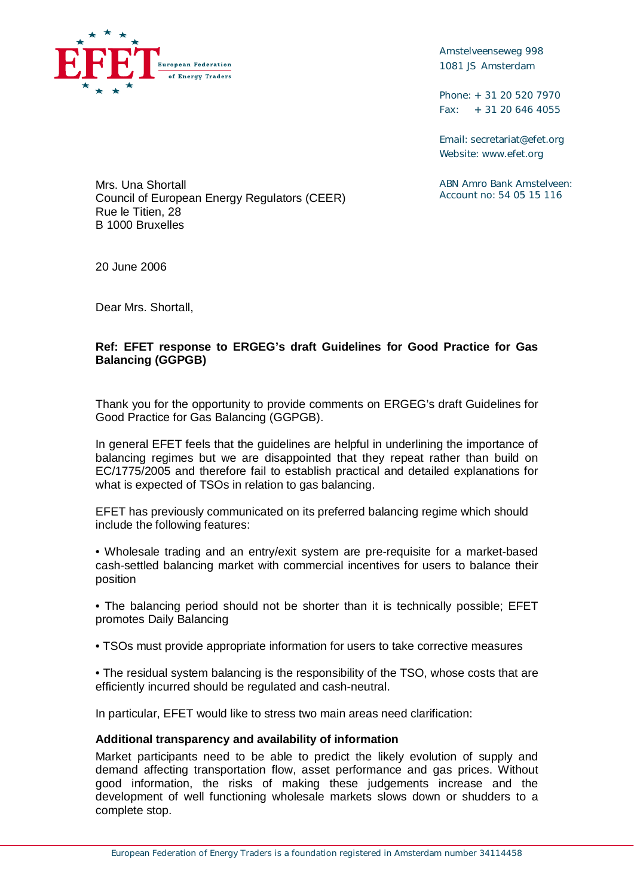**EFET** European Federation of Energy Traders

Amstelveenseweg 998
1081 JS Amsterdam

Phone: + 31 20 520 7970
Fax: + 31 20 646 4055

Email: secretariat@efet.org
Website: www.efet.org

ABN Amro Bank Amstelveen:
Account no: 54 05 15 116

Mrs. Una Shortall
Council of European Energy Regulators (CEER)
Rue le Titien, 28
B 1000 Bruxelles

20 June 2006

Dear Mrs. Shortall,

**Ref: EFET response to ERGEG's draft Guidelines for Good Practice for Gas Balancing (GGPGB)**

Thank you for the opportunity to provide comments on ERGEG's draft Guidelines for Good Practice for Gas Balancing (GGPGB).

In general EFET feels that the guidelines are helpful in underlining the importance of balancing regimes but we are disappointed that they repeat rather than build on EC/1775/2005 and therefore fail to establish practical and detailed explanations for what is expected of TSOs in relation to gas balancing.

EFET has previously communicated on its preferred balancing regime which should include the following features:

- Wholesale trading and an entry/exit system are pre-requisite for a market-based cash-settled balancing market with commercial incentives for users to balance their position
- The balancing period should not be shorter than it is technically possible; EFET promotes Daily Balancing
- TSOs must provide appropriate information for users to take corrective measures
- The residual system balancing is the responsibility of the TSO, whose costs that are efficiently incurred should be regulated and cash-neutral.

In particular, EFET would like to stress two main areas need clarification:

**Additional transparency and availability of information**

Market participants need to be able to predict the likely evolution of supply and demand affecting transportation flow, asset performance and gas prices. Without good information, the risks of making these judgements increase and the development of well functioning wholesale markets slows down or shudders to a complete stop.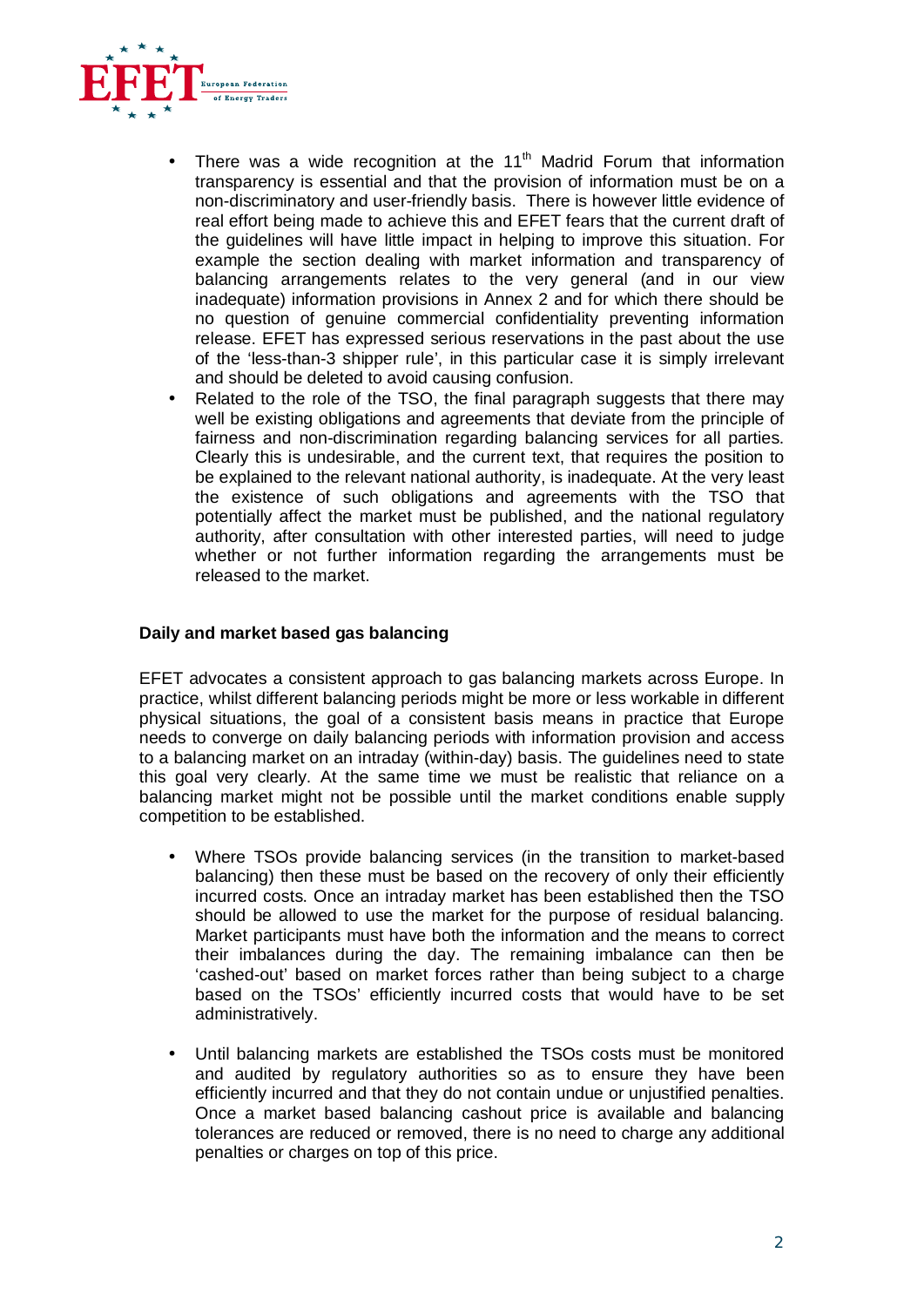- There was a wide recognition at the 11th Madrid Forum that information transparency is essential and that the provision of information must be on a non-discriminatory and user-friendly basis. There is however little evidence of real effort being made to achieve this and EFET fears that the current draft of the guidelines will have little impact in helping to improve this situation. For example the section dealing with market information and transparency of balancing arrangements relates to the very general (and in our view inadequate) information provisions in Annex 2 and for which there should be no question of genuine commercial confidentiality preventing information release. EFET has expressed serious reservations in the past about the use of the 'less-than-3 shipper rule', in this particular case it is simply irrelevant and should be deleted to avoid causing confusion.
- Related to the role of the TSO, the final paragraph suggests that there may well be existing obligations and agreements that deviate from the principle of fairness and non-discrimination regarding balancing services for all parties. Clearly this is undesirable, and the current text, that requires the position to be explained to the relevant national authority, is inadequate. At the very least the existence of such obligations and agreements with the TSO that potentially affect the market must be published, and the national regulatory authority, after consultation with other interested parties, will need to judge whether or not further information regarding the arrangements must be released to the market.

**Daily and market based gas balancing**

EFET advocates a consistent approach to gas balancing markets across Europe. In practice, whilst different balancing periods might be more or less workable in different physical situations, the goal of a consistent basis means in practice that Europe needs to converge on daily balancing periods with information provision and access to a balancing market on an intraday (within-day) basis. The guidelines need to state this goal very clearly. At the same time we must be realistic that reliance on a balancing market might not be possible until the market conditions enable supply competition to be established.

- Where TSOs provide balancing services (in the transition to market-based balancing) then these must be based on the recovery of only their efficiently incurred costs. Once an intraday market has been established then the TSO should be allowed to use the market for the purpose of residual balancing. Market participants must have both the information and the means to correct their imbalances during the day. The remaining imbalance can then be 'cashed-out' based on market forces rather than being subject to a charge based on the TSOs' efficiently incurred costs that would have to be set administratively.

- Until balancing markets are established the TSOs costs must be monitored and audited by regulatory authorities so as to ensure they have been efficiently incurred and that they do not contain undue or unjustified penalties. Once a market based balancing cashout price is available and balancing tolerances are reduced or removed, there is no need to charge any additional penalties or charges on top of this price.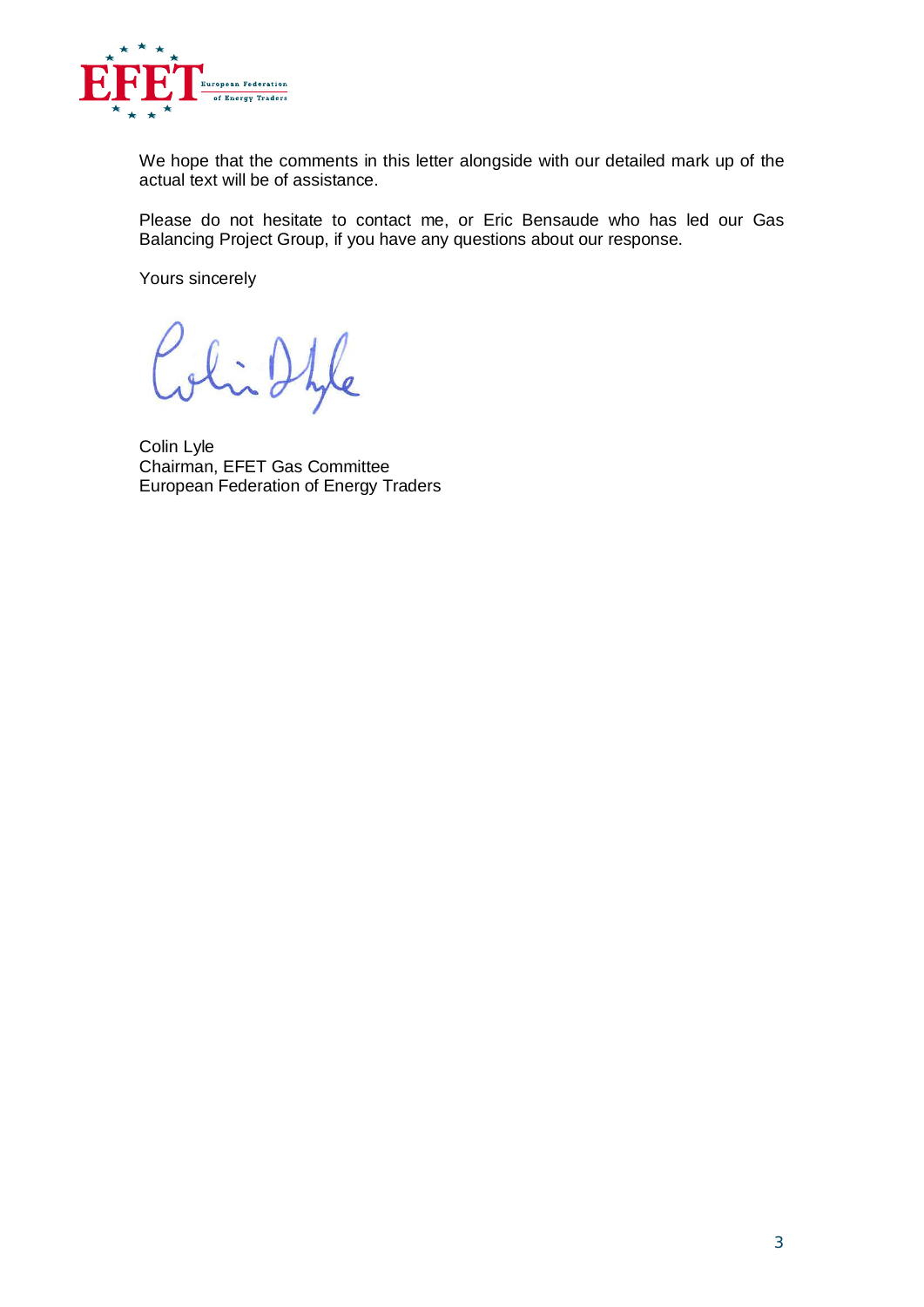We hope that the comments in this letter alongside with our detailed mark up of the actual text will be of assistance.

Please do not hesitate to contact me, or Eric Bensaude who has led our Gas Balancing Project Group, if you have any questions about our response.

Yours sincerely

Colin Lyle
Chairman, EFET Gas Committee
European Federation of Energy Traders